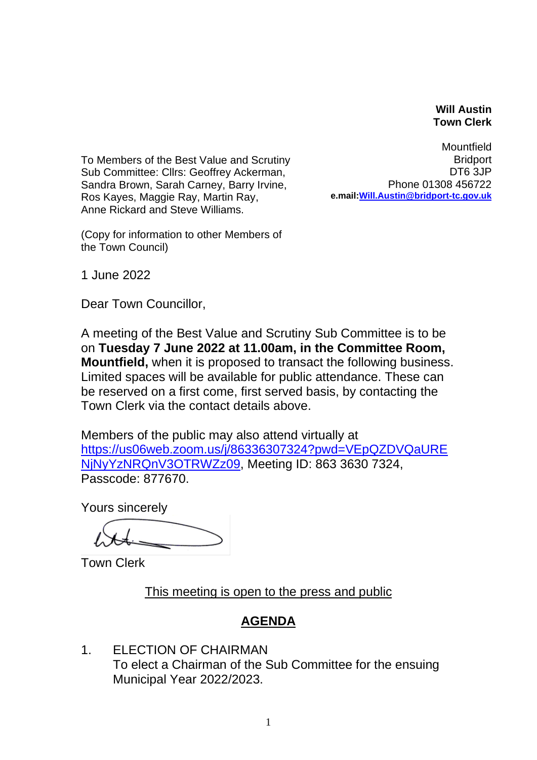**Will Austin**
**Town Clerk**

Mountfield
Bridport
DT6 3JP
Phone 01308 456722
**e.mail:[Will.Austin@bridport-tc.gov.uk](mailto:Will.Austin@bridport-tc.gov.uk)**

To Members of the Best Value and Scrutiny Sub Committee: Cllrs: Geoffrey Ackerman, Sandra Brown, Sarah Carney, Barry Irvine, Ros Kayes, Maggie Ray, Martin Ray, Anne Rickard and Steve Williams.

(Copy for information to other Members of the Town Council)

1 June 2022

Dear Town Councillor,

A meeting of the Best Value and Scrutiny Sub Committee is to be on **Tuesday 7 June 2022 at 11.00am, in the Committee Room, Mountfield,** when it is proposed to transact the following business. Limited spaces will be available for public attendance. These can be reserved on a first come, first served basis, by contacting the Town Clerk via the contact details above.

Members of the public may also attend virtually at [https://us06web.zoom.us/j/86336307324?pwd=VEpQZDVQaURENjNyYzNRQnV3OTRWZz09](https://us06web.zoom.us/j/86336307324?pwd=VEpQZDVQaURENjNyYzNRQnV3OTRWZz09), Meeting ID: 863 3630 7324, Passcode: 877670.

Yours sincerely

Town Clerk

<u>This meeting is open to the press and public</u>

## <u>AGENDA</u>

1. ELECTION OF CHAIRMAN
   To elect a Chairman of the Sub Committee for the ensuing Municipal Year 2022/2023.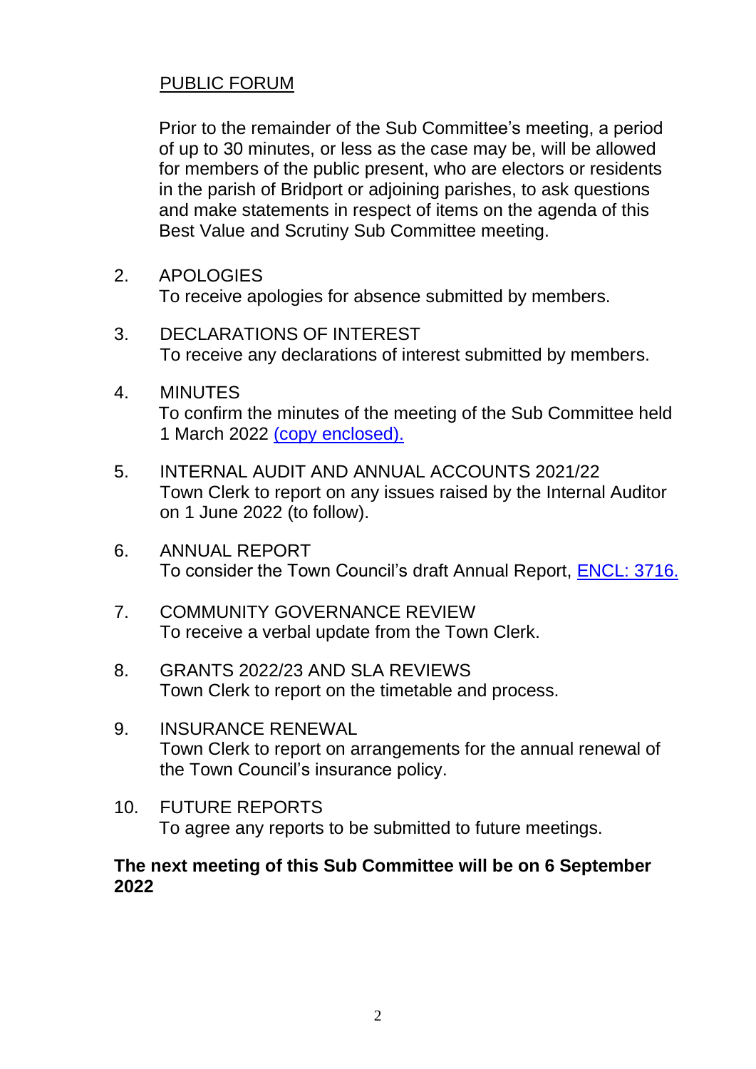PUBLIC FORUM

Prior to the remainder of the Sub Committee's meeting, a period of up to 30 minutes, or less as the case may be, will be allowed for members of the public present, who are electors or residents in the parish of Bridport or adjoining parishes, to ask questions and make statements in respect of items on the agenda of this Best Value and Scrutiny Sub Committee meeting.

2. APOLOGIES
   To receive apologies for absence submitted by members.

3. DECLARATIONS OF INTEREST
   To receive any declarations of interest submitted by members.

4. MINUTES
   To confirm the minutes of the meeting of the Sub Committee held 1 March 2022 (copy enclosed).

5. INTERNAL AUDIT AND ANNUAL ACCOUNTS 2021/22
   Town Clerk to report on any issues raised by the Internal Auditor on 1 June 2022 (to follow).

6. ANNUAL REPORT
   To consider the Town Council's draft Annual Report, ENCL: 3716.

7. COMMUNITY GOVERNANCE REVIEW
   To receive a verbal update from the Town Clerk.

8. GRANTS 2022/23 AND SLA REVIEWS
   Town Clerk to report on the timetable and process.

9. INSURANCE RENEWAL
   Town Clerk to report on arrangements for the annual renewal of the Town Council's insurance policy.

10. FUTURE REPORTS
    To agree any reports to be submitted to future meetings.

**The next meeting of this Sub Committee will be on 6 September 2022**